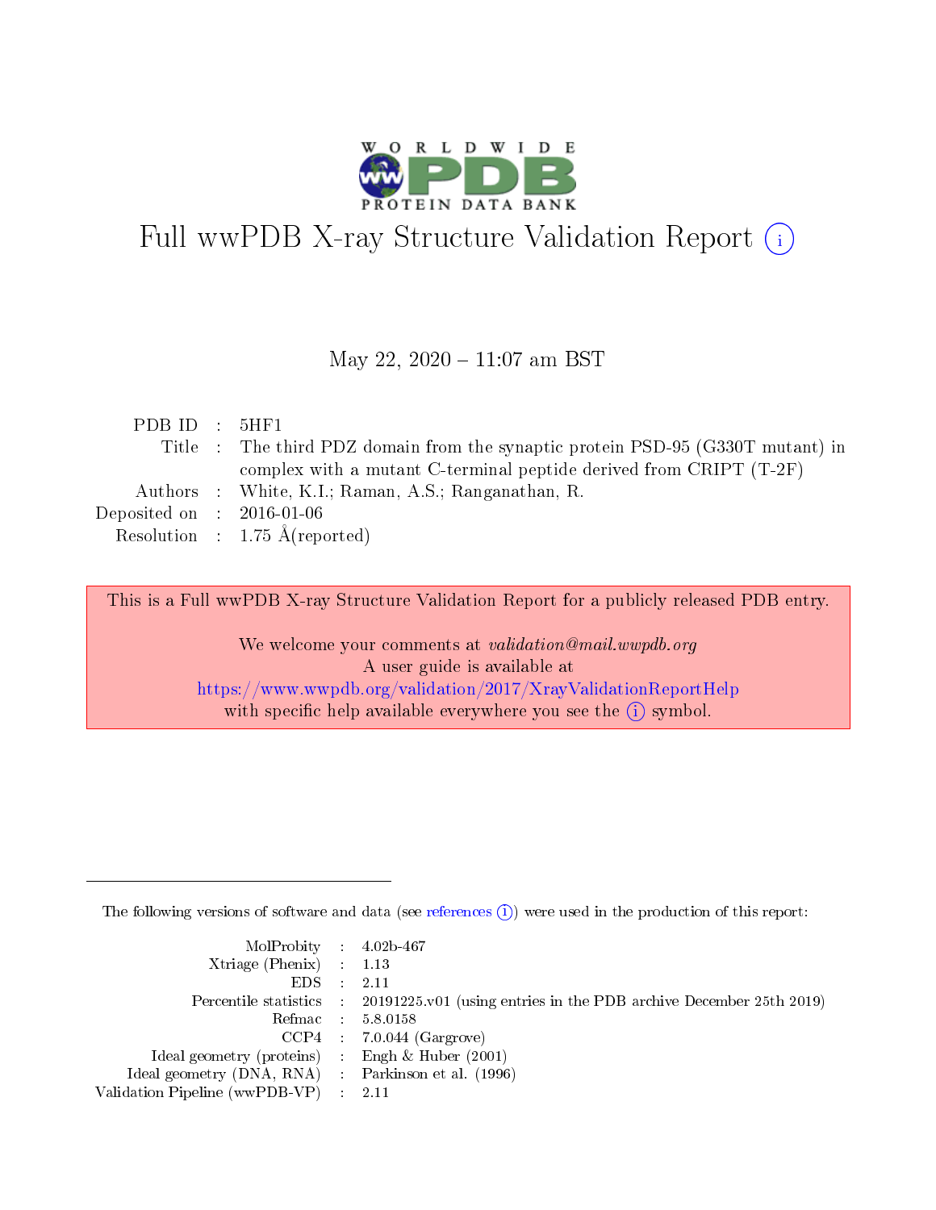# Full wwPDB X-ray Structure Validation Report (i)

May 22, 2020 – 11:07 am BST

| | | |
|---|---|---|
| PDB ID | : | 5HF1 |
| Title | : | The third PDZ domain from the synaptic protein PSD-95 (G330T mutant) in complex with a mutant C-terminal peptide derived from CRIPT (T-2F) |
| Authors | : | White, K.I.; Raman, A.S.; Ranganathan, R. |
| Deposited on | : | 2016-01-06 |
| Resolution | : | 1.75 Å(reported) |

This is a Full wwPDB X-ray Structure Validation Report for a publicly released PDB entry.

We welcome your comments at *validation@mail.wwpdb.org*
A user guide is available at
https://www.wwpdb.org/validation/2017/XrayValidationReportHelp
with specific help available everywhere you see the (i) symbol.

---

The following versions of software and data (see references (i)) were used in the production of this report:

| | | |
|---|---|---|
| MolProbity | : | 4.02b-467 |
| Xtriage (Phenix) | : | 1.13 |
| EDS | : | 2.11 |
| Percentile statistics | : | 20191225.v01 (using entries in the PDB archive December 25th 2019) |
| Refmac | : | 5.8.0158 |
| CCP4 | : | 7.0.044 (Gargrove) |
| Ideal geometry (proteins) | : | Engh & Huber (2001) |
| Ideal geometry (DNA, RNA) | : | Parkinson et al. (1996) |
| Validation Pipeline (wwPDB-VP) | : | 2.11 |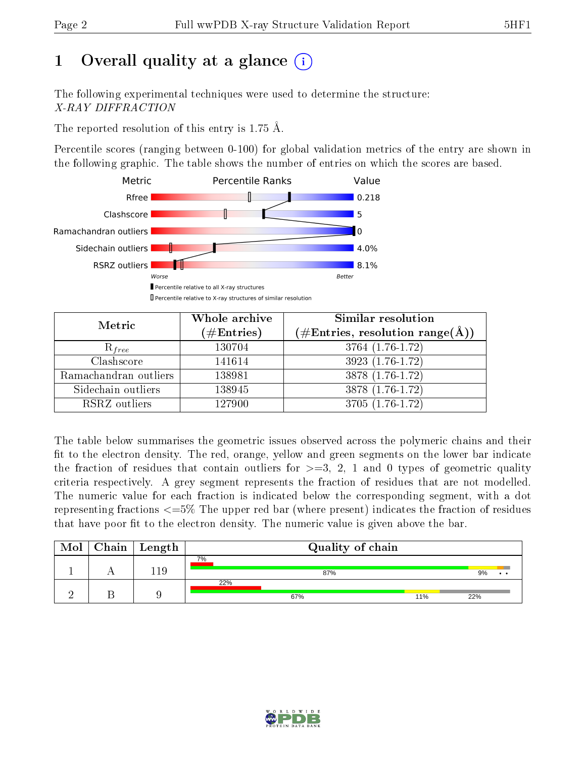# 1 Overall quality at a glance

The following experimental techniques were used to determine the structure:
*X-RAY DIFFRACTION*

The reported resolution of this entry is 1.75 Å.

Percentile scores (ranging between 0-100) for global validation metrics of the entry are shown in the following graphic. The table shows the number of entries on which the scores are based.

| Metric | Value |
|---|---|
| Rfree | 0.218 |
| Clashscore | 5 |
| Ramachandran outliers | 0 |
| Sidechain outliers | 4.0% |
| RSRZ outliers | 8.1% |

Worse — Better

Percentile relative to all X-ray structures

Percentile relative to X-ray structures of similar resolution

| Metric | Whole archive (#Entries) | Similar resolution (#Entries, resolution range(Å)) |
|---|---|---|
| $R_{free}$ | 130704 | 3764 (1.76-1.72) |
| Clashscore | 141614 | 3923 (1.76-1.72) |
| Ramachandran outliers | 138981 | 3878 (1.76-1.72) |
| Sidechain outliers | 138945 | 3878 (1.76-1.72) |
| RSRZ outliers | 127900 | 3705 (1.76-1.72) |

The table below summarises the geometric issues observed across the polymeric chains and their fit to the electron density. The red, orange, yellow and green segments on the lower bar indicate the fraction of residues that contain outliers for >=3, 2, 1 and 0 types of geometric quality criteria respectively. A grey segment represents the fraction of residues that are not modelled. The numeric value for each fraction is indicated below the corresponding segment, with a dot representing fractions <=5% The upper red bar (where present) indicates the fraction of residues that have poor fit to the electron density. The numeric value is given above the bar.

| Mol | Chain | Length | Quality of chain |
|---|---|---|---|
| 1 | A | 119 | 7% / 87% 9% • • |
| 2 | B | 9 | 22% / 67% 11% 22% |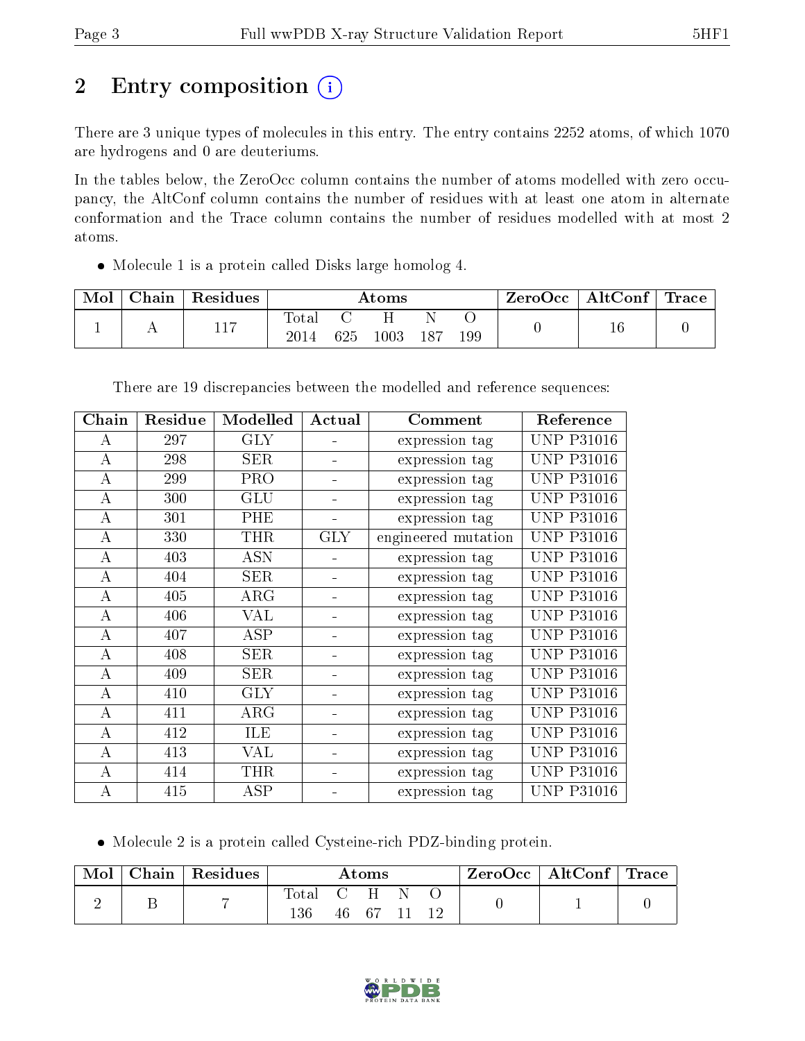# 2 Entry composition

There are 3 unique types of molecules in this entry. The entry contains 2252 atoms, of which 1070 are hydrogens and 0 are deuteriums.

In the tables below, the ZeroOcc column contains the number of atoms modelled with zero occupancy, the AltConf column contains the number of residues with at least one atom in alternate conformation and the Trace column contains the number of residues modelled with at most 2 atoms.

- Molecule 1 is a protein called Disks large homolog 4.

| Mol | Chain | Residues | Atoms | | | | | ZeroOcc | AltConf | Trace |
|---|---|---|---|---|---|---|---|---|---|---|
| 1 | A | 117 | Total 2014 | C 625 | H 1003 | N 187 | O 199 | 0 | 16 | 0 |

There are 19 discrepancies between the modelled and reference sequences:

| Chain | Residue | Modelled | Actual | Comment | Reference |
|---|---|---|---|---|---|
| A | 297 | GLY | - | expression tag | UNP P31016 |
| A | 298 | SER | - | expression tag | UNP P31016 |
| A | 299 | PRO | - | expression tag | UNP P31016 |
| A | 300 | GLU | - | expression tag | UNP P31016 |
| A | 301 | PHE | - | expression tag | UNP P31016 |
| A | 330 | THR | GLY | engineered mutation | UNP P31016 |
| A | 403 | ASN | - | expression tag | UNP P31016 |
| A | 404 | SER | - | expression tag | UNP P31016 |
| A | 405 | ARG | - | expression tag | UNP P31016 |
| A | 406 | VAL | - | expression tag | UNP P31016 |
| A | 407 | ASP | - | expression tag | UNP P31016 |
| A | 408 | SER | - | expression tag | UNP P31016 |
| A | 409 | SER | - | expression tag | UNP P31016 |
| A | 410 | GLY | - | expression tag | UNP P31016 |
| A | 411 | ARG | - | expression tag | UNP P31016 |
| A | 412 | ILE | - | expression tag | UNP P31016 |
| A | 413 | VAL | - | expression tag | UNP P31016 |
| A | 414 | THR | - | expression tag | UNP P31016 |
| A | 415 | ASP | - | expression tag | UNP P31016 |

- Molecule 2 is a protein called Cysteine-rich PDZ-binding protein.

| Mol | Chain | Residues | Atoms | | | | | ZeroOcc | AltConf | Trace |
|---|---|---|---|---|---|---|---|---|---|---|
| 2 | B | 7 | Total 136 | C 46 | H 67 | N 11 | O 12 | 0 | 1 | 0 |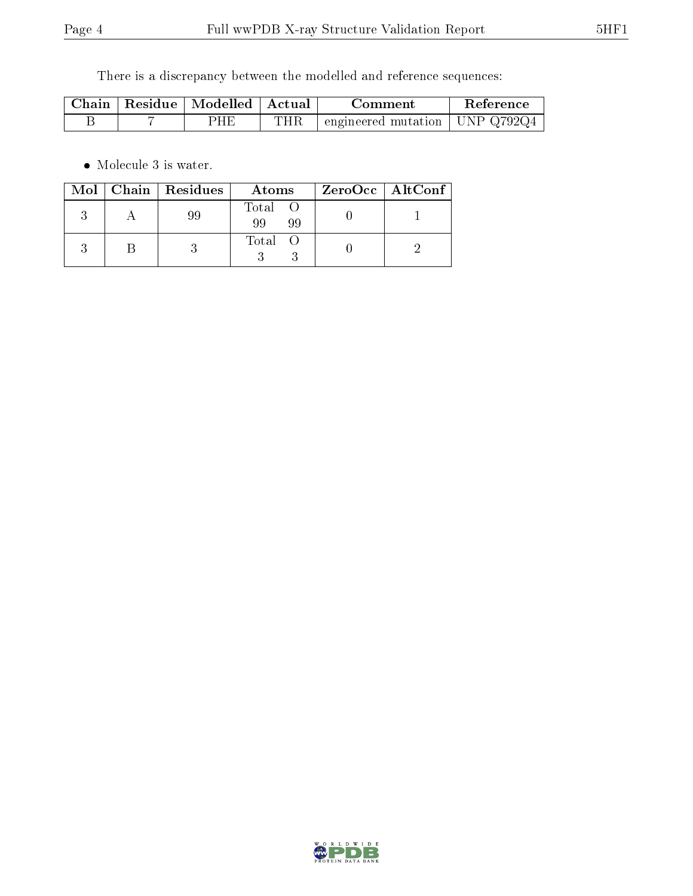There is a discrepancy between the modelled and reference sequences:

| Chain | Residue | Modelled | Actual | Comment | Reference |
|---|---|---|---|---|---|
| B | 7 | PHE | THR | engineered mutation | UNP Q792Q4 |

- Molecule 3 is water.

| Mol | Chain | Residues | Atoms | | ZeroOcc | AltConf |
|---|---|---|---|---|---|---|
| | | | Total | O | | |
| 3 | A | 99 | 99 | 99 | 0 | 1 |
| 3 | B | 3 | 3 | 3 | 0 | 2 |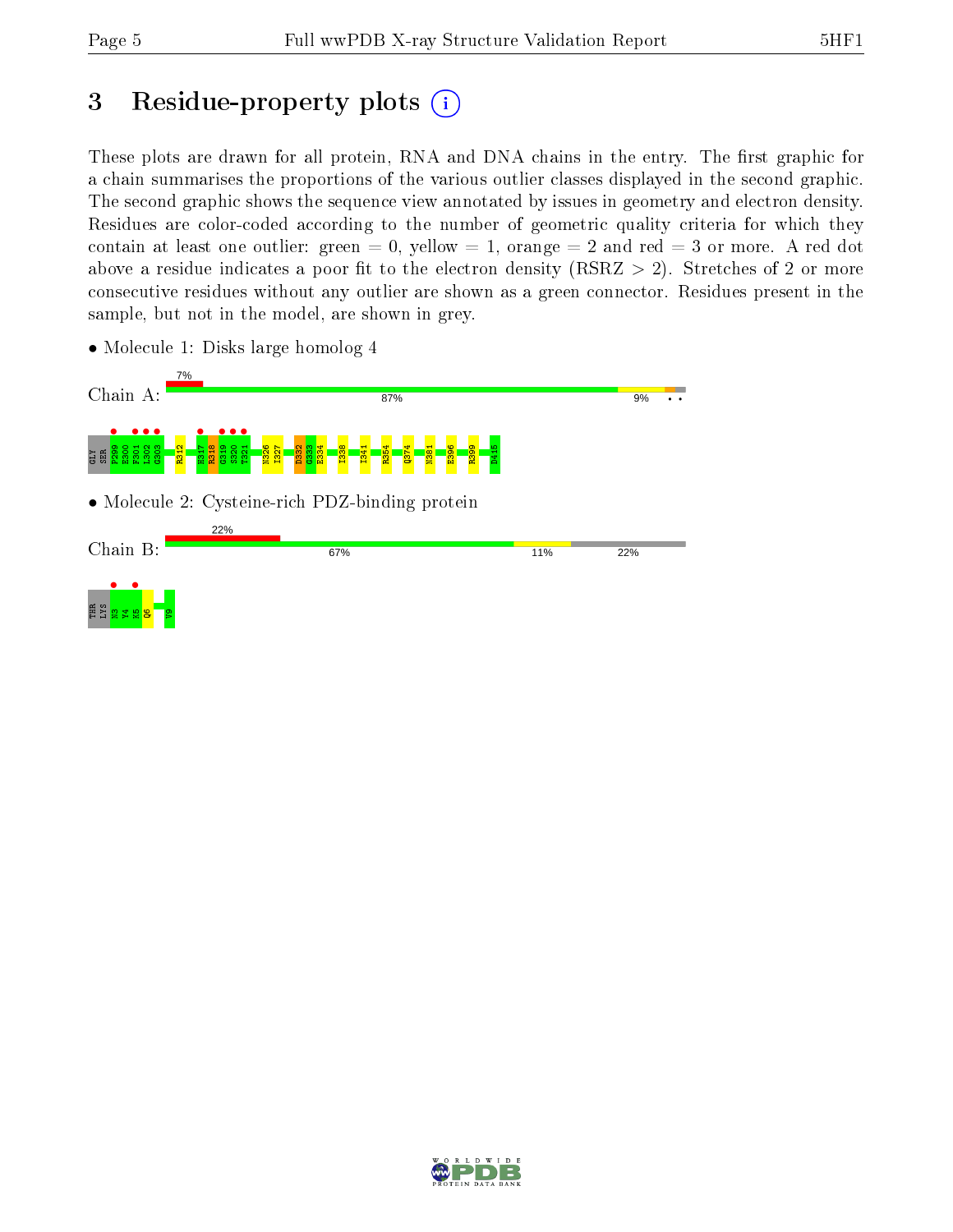# 3 Residue-property plots

These plots are drawn for all protein, RNA and DNA chains in the entry. The first graphic for a chain summarises the proportions of the various outlier classes displayed in the second graphic. The second graphic shows the sequence view annotated by issues in geometry and electron density. Residues are color-coded according to the number of geometric quality criteria for which they contain at least one outlier: green = 0, yellow = 1, orange = 2 and red = 3 or more. A red dot above a residue indicates a poor fit to the electron density (RSRZ > 2). Stretches of 2 or more consecutive residues without any outlier are shown as a green connector. Residues present in the sample, but not in the model, are shown in grey.

- Molecule 1: Disks large homolog 4

Chain A: 7% | 87% | 9%

GLY SER P299 E300 F301 L302 G303 R312 H317 R318 G319 S320 T321 N326 I327 D332 G333 E334 I338 I341 R354 Q374 N381 E396 R399 D415

- Molecule 2: Cysteine-rich PDZ-binding protein

Chain B: 22% | 67% | 11% | 22%

THR LYS N3 Y4 K5 Q6 V9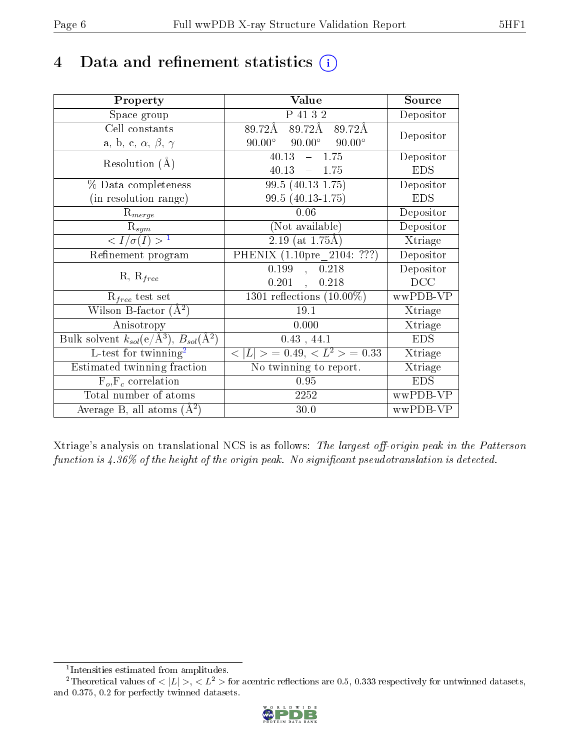# 4 Data and refinement statistics

| Property | Value | Source |
|---|---|---|
| Space group | P 41 3 2 | Depositor |
| Cell constants<br>a, b, c, $\alpha$, $\beta$, $\gamma$ | 89.72Å 89.72Å 89.72Å<br>90.00° 90.00° 90.00° | Depositor |
| Resolution (Å) | 40.13 – 1.75<br>40.13 – 1.75 | Depositor<br>EDS |
| % Data completeness<br>(in resolution range) | 99.5 (40.13-1.75)<br>99.5 (40.13-1.75) | Depositor<br>EDS |
| $R_{merge}$ | 0.06 | Depositor |
| $R_{sym}$ | (Not available) | Depositor |
| $< I/\sigma(I) >$ [1] | 2.19 (at 1.75Å) | Xtriage |
| Refinement program | PHENIX (1.10pre_2104: ???) | Depositor |
| R, $R_{free}$ | 0.199 , 0.218<br>0.201 , 0.218 | Depositor<br>DCC |
| $R_{free}$ test set | 1301 reflections (10.00%) | wwPDB-VP |
| Wilson B-factor (Å$^2$) | 19.1 | Xtriage |
| Anisotropy | 0.000 | Xtriage |
| Bulk solvent $k_{sol}$(e/Å$^3$), $B_{sol}$(Å$^2$) | 0.43 , 44.1 | EDS |
| L-test for twinning[2] | $< \|L\| >$ = 0.49, $< L^2 >$ = 0.33 | Xtriage |
| Estimated twinning fraction | No twinning to report. | Xtriage |
| $F_o$,$F_c$ correlation | 0.95 | EDS |
| Total number of atoms | 2252 | wwPDB-VP |
| Average B, all atoms (Å$^2$) | 30.0 | wwPDB-VP |

Xtriage's analysis on translational NCS is as follows: *The largest off-origin peak in the Patterson function is 4.36% of the height of the origin peak. No significant pseudotranslation is detected.*

[1] Intensities estimated from amplitudes.

[2] Theoretical values of $< |L| >$, $< L^2 >$ for acentric reflections are 0.5, 0.333 respectively for untwinned datasets, and 0.375, 0.2 for perfectly twinned datasets.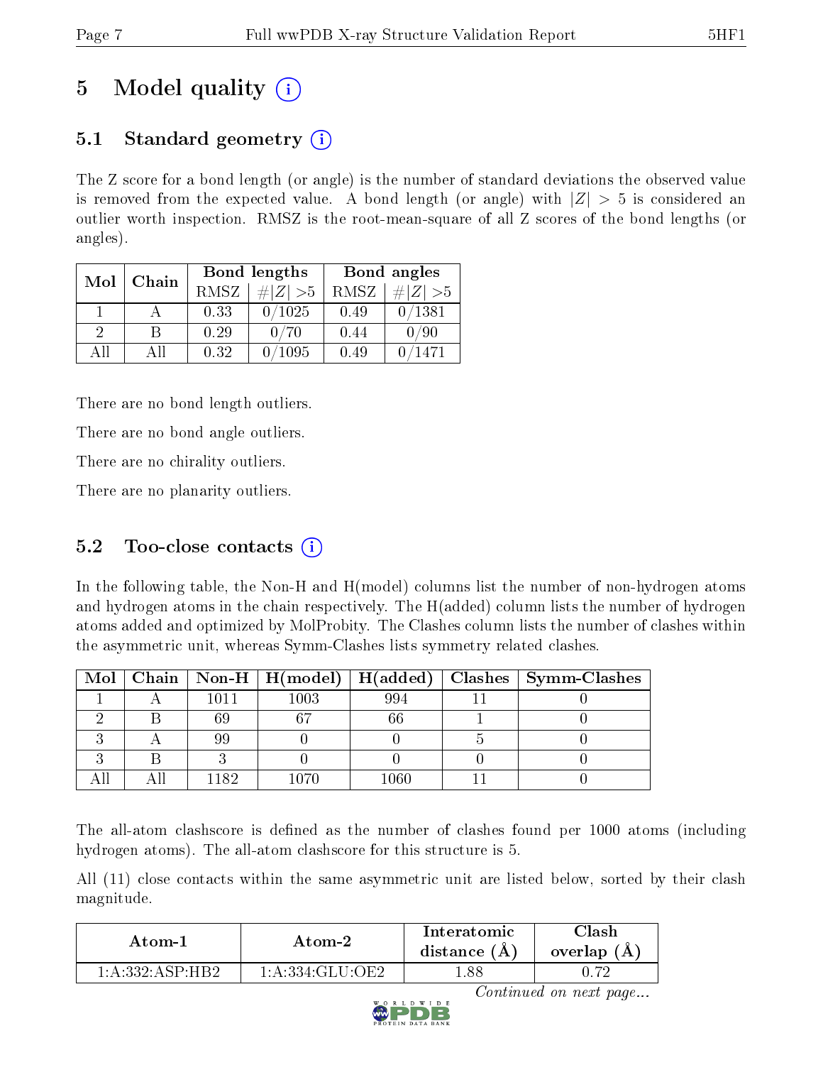# 5 Model quality (i)

## 5.1 Standard geometry (i)

The Z score for a bond length (or angle) is the number of standard deviations the observed value is removed from the expected value. A bond length (or angle) with $|Z| > 5$ is considered an outlier worth inspection. RMSZ is the root-mean-square of all Z scores of the bond lengths (or angles).

| Mol | Chain | Bond lengths | | Bond angles | |
|---|---|---|---|---|---|
| | | RMSZ | $\#|Z| > 5$ | RMSZ | $\#|Z| > 5$ |
| 1 | A | 0.33 | 0/1025 | 0.49 | 0/1381 |
| 2 | B | 0.29 | 0/70 | 0.44 | 0/90 |
| All | All | 0.32 | 0/1095 | 0.49 | 0/1471 |

There are no bond length outliers.

There are no bond angle outliers.

There are no chirality outliers.

There are no planarity outliers.

## 5.2 Too-close contacts (i)

In the following table, the Non-H and H(model) columns list the number of non-hydrogen atoms and hydrogen atoms in the chain respectively. The H(added) column lists the number of hydrogen atoms added and optimized by MolProbity. The Clashes column lists the number of clashes within the asymmetric unit, whereas Symm-Clashes lists symmetry related clashes.

| Mol | Chain | Non-H | H(model) | H(added) | Clashes | Symm-Clashes |
|---|---|---|---|---|---|---|
| 1 | A | 1011 | 1003 | 994 | 11 | 0 |
| 2 | B | 69 | 67 | 66 | 1 | 0 |
| 3 | A | 99 | 0 | 0 | 5 | 0 |
| 3 | B | 3 | 0 | 0 | 0 | 0 |
| All | All | 1182 | 1070 | 1060 | 11 | 0 |

The all-atom clashscore is defined as the number of clashes found per 1000 atoms (including hydrogen atoms). The all-atom clashscore for this structure is 5.

All (11) close contacts within the same asymmetric unit are listed below, sorted by their clash magnitude.

| Atom-1 | Atom-2 | Interatomic distance (Å) | Clash overlap (Å) |
|---|---|---|---|
| 1:A:332:ASP:HB2 | 1:A:334:GLU:OE2 | 1.88 | 0.72 |

*Continued on next page...*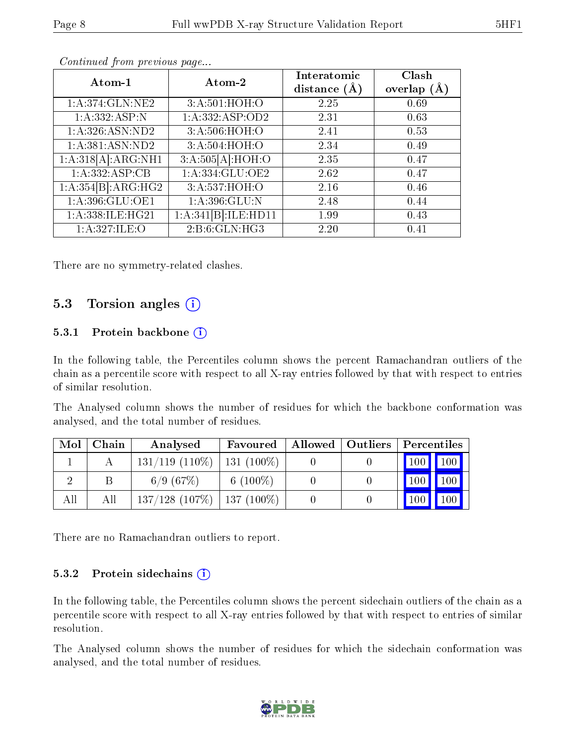*Continued from previous page...*

| Atom-1 | Atom-2 | Interatomic distance (Å) | Clash overlap (Å) |
|---|---|---|---|
| 1:A:374:GLN:NE2 | 3:A:501:HOH:O | 2.25 | 0.69 |
| 1:A:332:ASP:N | 1:A:332:ASP:OD2 | 2.31 | 0.63 |
| 1:A:326:ASN:ND2 | 3:A:506:HOH:O | 2.41 | 0.53 |
| 1:A:381:ASN:ND2 | 3:A:504:HOH:O | 2.34 | 0.49 |
| 1:A:318[A]:ARG:NH1 | 3:A:505[A]:HOH:O | 2.35 | 0.47 |
| 1:A:332:ASP:CB | 1:A:334:GLU:OE2 | 2.62 | 0.47 |
| 1:A:354[B]:ARG:HG2 | 3:A:537:HOH:O | 2.16 | 0.46 |
| 1:A:396:GLU:OE1 | 1:A:396:GLU:N | 2.48 | 0.44 |
| 1:A:338:ILE:HG21 | 1:A:341[B]:ILE:HD11 | 1.99 | 0.43 |
| 1:A:327:ILE:O | 2:B:6:GLN:HG3 | 2.20 | 0.41 |

There are no symmetry-related clashes.

## 5.3 Torsion angles

### 5.3.1 Protein backbone

In the following table, the Percentiles column shows the percent Ramachandran outliers of the chain as a percentile score with respect to all X-ray entries followed by that with respect to entries of similar resolution.

The Analysed column shows the number of residues for which the backbone conformation was analysed, and the total number of residues.

| Mol | Chain | Analysed | Favoured | Allowed | Outliers | Percentiles | |
|---|---|---|---|---|---|---|---|
| 1 | A | 131/119 (110%) | 131 (100%) | 0 | 0 | 100 | 100 |
| 2 | B | 6/9 (67%) | 6 (100%) | 0 | 0 | 100 | 100 |
| All | All | 137/128 (107%) | 137 (100%) | 0 | 0 | 100 | 100 |

There are no Ramachandran outliers to report.

### 5.3.2 Protein sidechains

In the following table, the Percentiles column shows the percent sidechain outliers of the chain as a percentile score with respect to all X-ray entries followed by that with respect to entries of similar resolution.

The Analysed column shows the number of residues for which the sidechain conformation was analysed, and the total number of residues.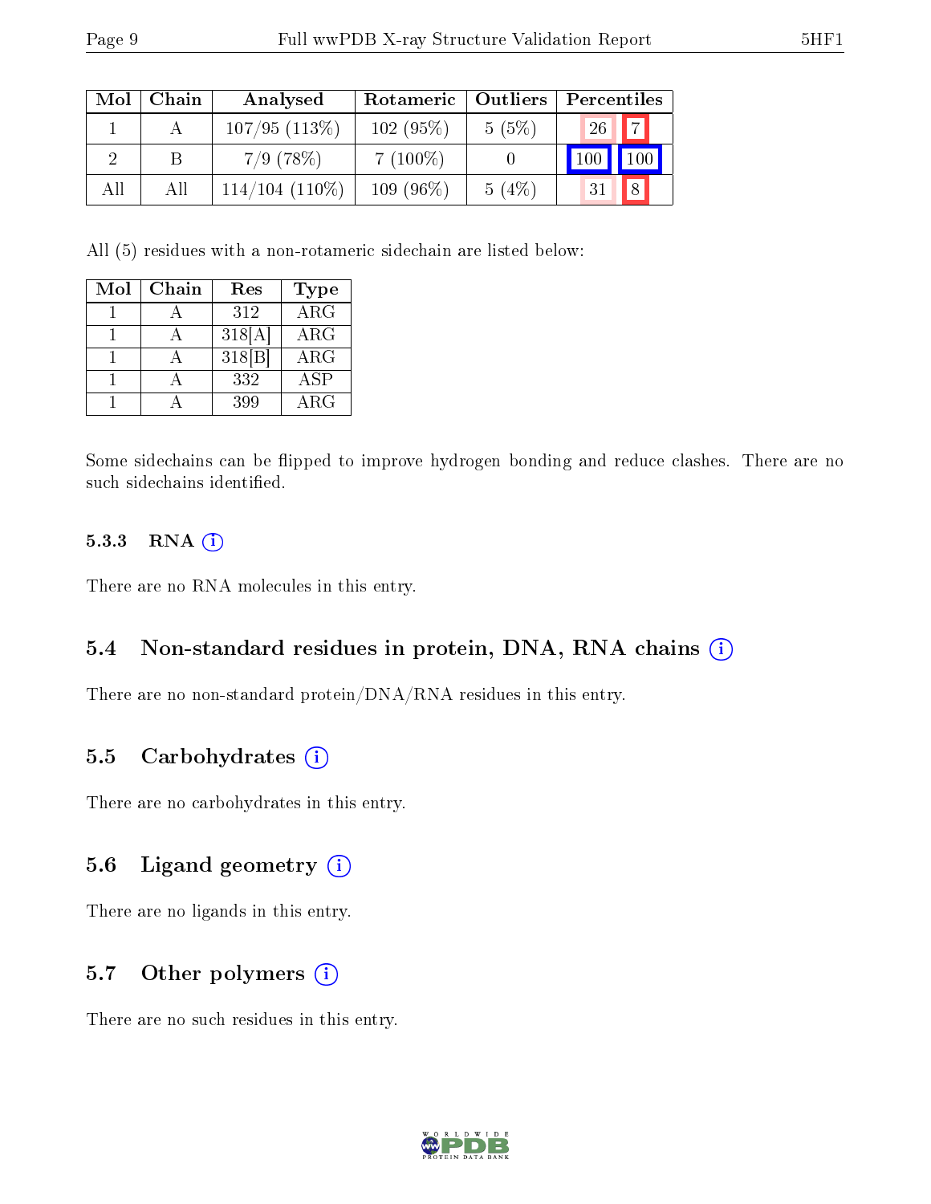| Mol | Chain | Analysed | Rotameric | Outliers | Percentiles | |
|---|---|---|---|---|---|---|
| 1 | A | 107/95 (113%) | 102 (95%) | 5 (5%) | 26 | 7 |
| 2 | B | 7/9 (78%) | 7 (100%) | 0 | 100 | 100 |
| All | All | 114/104 (110%) | 109 (96%) | 5 (4%) | 31 | 8 |

All (5) residues with a non-rotameric sidechain are listed below:

| Mol | Chain | Res | Type |
|---|---|---|---|
| 1 | A | 312 | ARG |
| 1 | A | 318[A] | ARG |
| 1 | A | 318[B] | ARG |
| 1 | A | 332 | ASP |
| 1 | A | 399 | ARG |

Some sidechains can be flipped to improve hydrogen bonding and reduce clashes. There are no such sidechains identified.

#### 5.3.3 RNA

There are no RNA molecules in this entry.

### 5.4 Non-standard residues in protein, DNA, RNA chains

There are no non-standard protein/DNA/RNA residues in this entry.

### 5.5 Carbohydrates

There are no carbohydrates in this entry.

### 5.6 Ligand geometry

There are no ligands in this entry.

### 5.7 Other polymers

There are no such residues in this entry.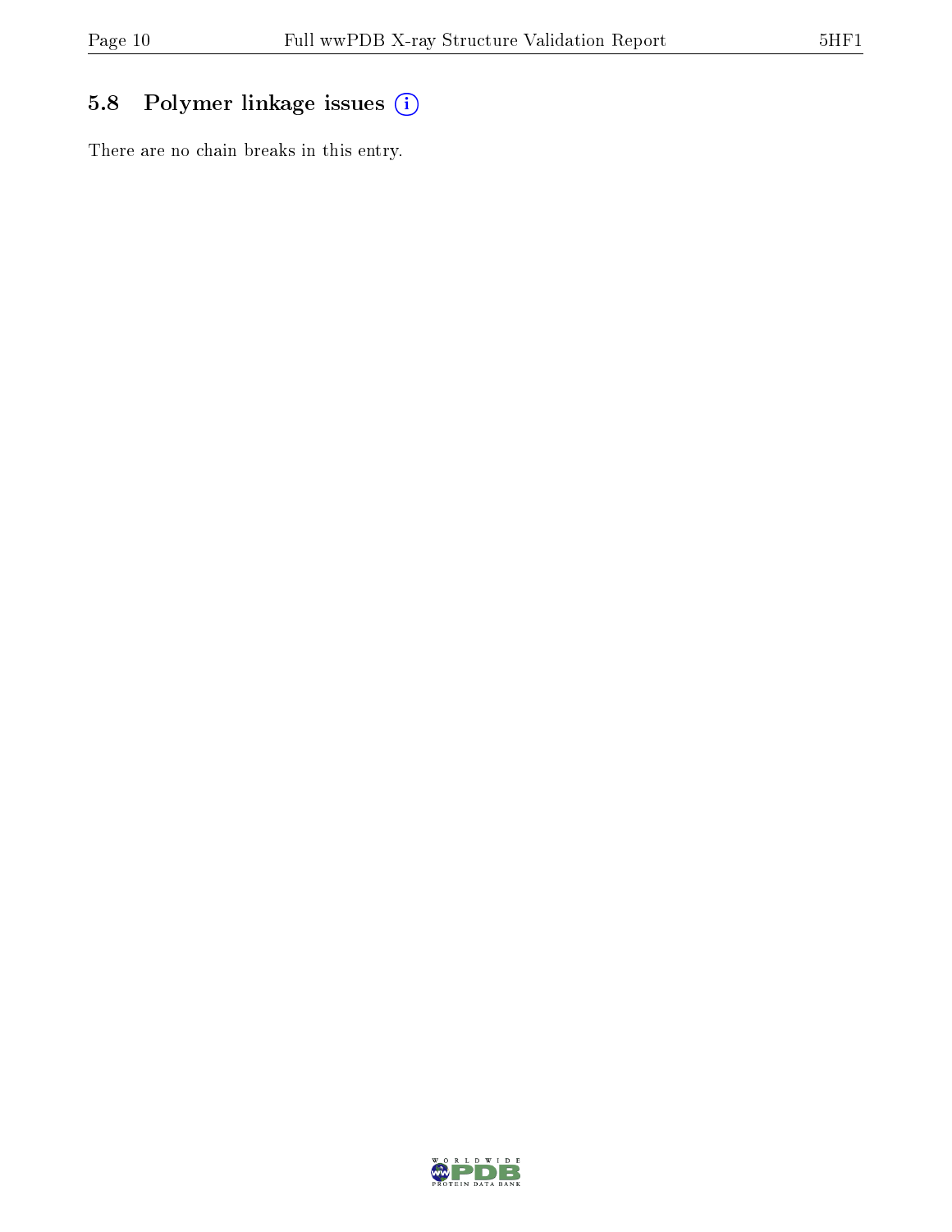## 5.8 Polymer linkage issues (i)

There are no chain breaks in this entry.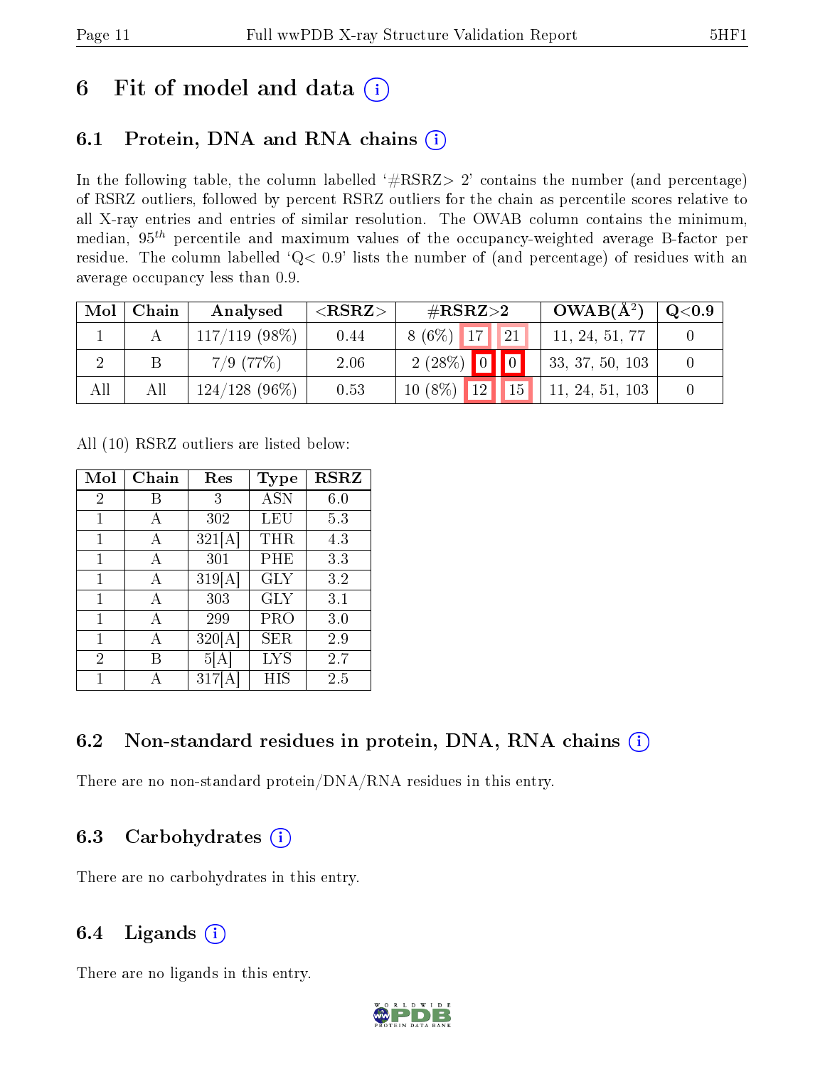# 6 Fit of model and data

## 6.1 Protein, DNA and RNA chains

In the following table, the column labelled '#RSRZ> 2' contains the number (and percentage) of RSRZ outliers, followed by percent RSRZ outliers for the chain as percentile scores relative to all X-ray entries and entries of similar resolution. The OWAB column contains the minimum, median, $95^{th}$ percentile and maximum values of the occupancy-weighted average B-factor per residue. The column labelled 'Q< 0.9' lists the number of (and percentage) of residues with an average occupancy less than 0.9.

| Mol | Chain | Analysed | <RSRZ> | #RSRZ>2 | OWAB(Å$^2$) | Q<0.9 |
|---|---|---|---|---|---|---|
| 1 | A | 117/119 (98%) | 0.44 | 8 (6%) 17 21 | 11, 24, 51, 77 | 0 |
| 2 | B | 7/9 (77%) | 2.06 | 2 (28%) 0 0 | 33, 37, 50, 103 | 0 |
| All | All | 124/128 (96%) | 0.53 | 10 (8%) 12 15 | 11, 24, 51, 103 | 0 |

All (10) RSRZ outliers are listed below:

| Mol | Chain | Res | Type | RSRZ |
|---|---|---|---|---|
| 2 | B | 3 | ASN | 6.0 |
| 1 | A | 302 | LEU | 5.3 |
| 1 | A | 321[A] | THR | 4.3 |
| 1 | A | 301 | PHE | 3.3 |
| 1 | A | 319[A] | GLY | 3.2 |
| 1 | A | 303 | GLY | 3.1 |
| 1 | A | 299 | PRO | 3.0 |
| 1 | A | 320[A] | SER | 2.9 |
| 2 | B | 5[A] | LYS | 2.7 |
| 1 | A | 317[A] | HIS | 2.5 |

## 6.2 Non-standard residues in protein, DNA, RNA chains

There are no non-standard protein/DNA/RNA residues in this entry.

## 6.3 Carbohydrates

There are no carbohydrates in this entry.

## 6.4 Ligands

There are no ligands in this entry.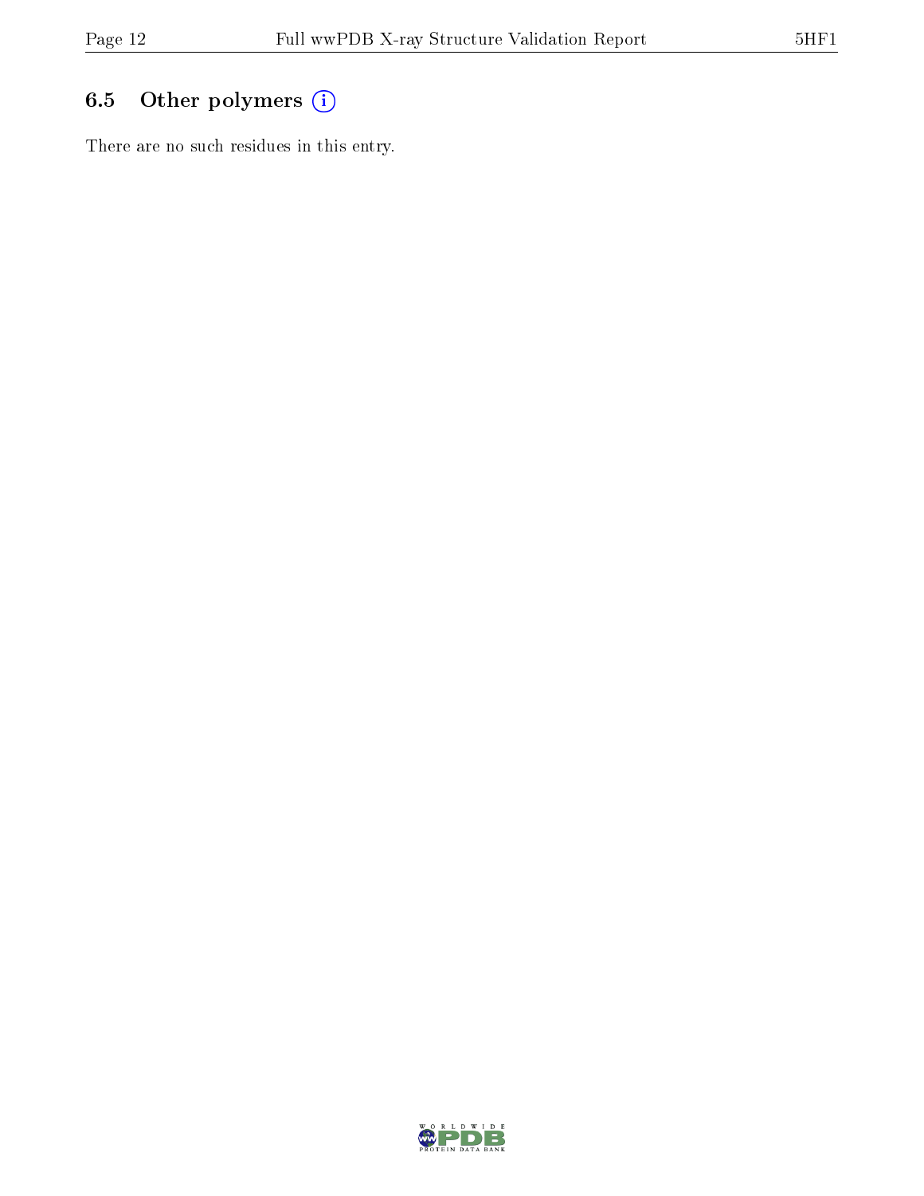### 6.5 Other polymers (i)

There are no such residues in this entry.